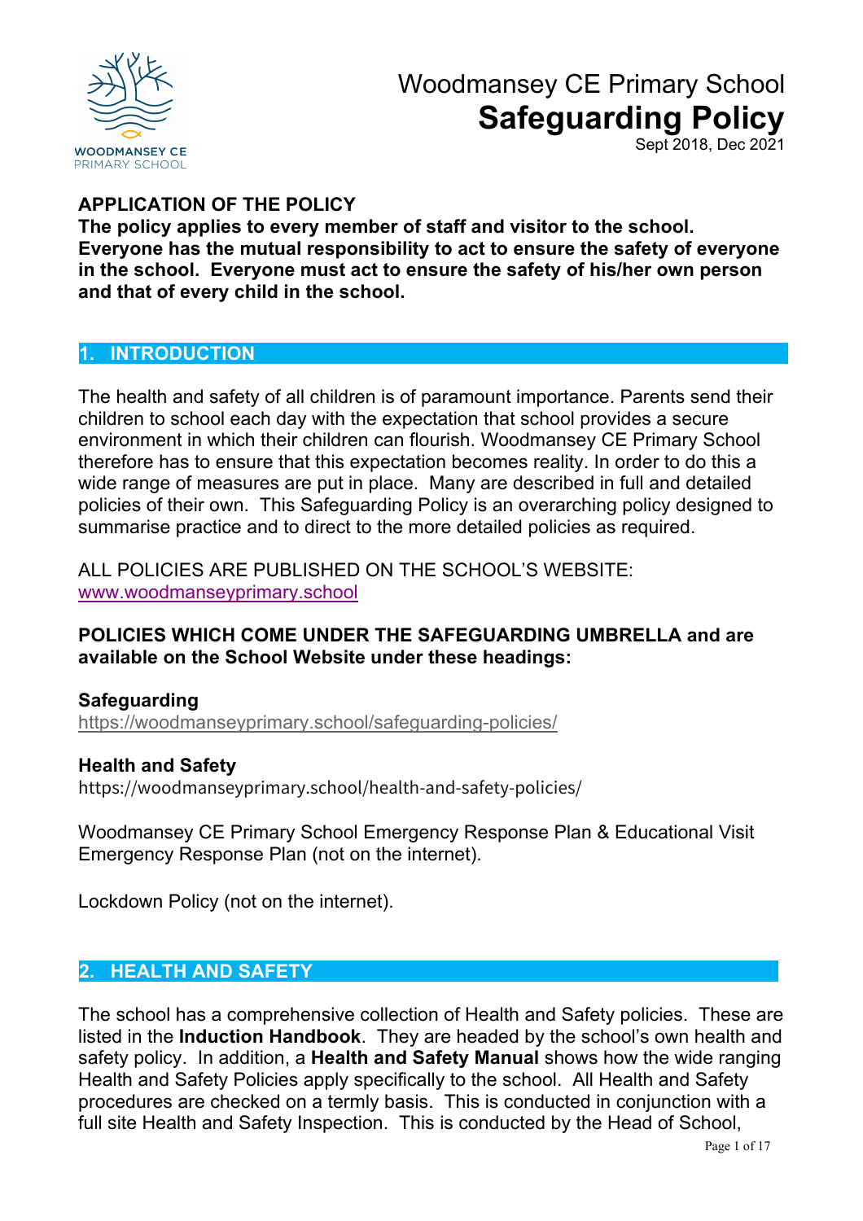Woodmansey CE Primary School

# Safeguarding Policy

Sept 2018, Dec 2021

**APPLICATION OF THE POLICY**
**The policy applies to every member of staff and visitor to the school. Everyone has the mutual responsibility to act to ensure the safety of everyone in the school. Everyone must act to ensure the safety of his/her own person and that of every child in the school.**

## 1. INTRODUCTION

The health and safety of all children is of paramount importance. Parents send their children to school each day with the expectation that school provides a secure environment in which their children can flourish. Woodmansey CE Primary School therefore has to ensure that this expectation becomes reality. In order to do this a wide range of measures are put in place. Many are described in full and detailed policies of their own. This Safeguarding Policy is an overarching policy designed to summarise practice and to direct to the more detailed policies as required.

ALL POLICIES ARE PUBLISHED ON THE SCHOOL'S WEBSITE:
www.woodmanseyprimary.school

**POLICIES WHICH COME UNDER THE SAFEGUARDING UMBRELLA and are available on the School Website under these headings:**

**Safeguarding**
https://woodmanseyprimary.school/safeguarding-policies/

**Health and Safety**
https://woodmanseyprimary.school/health-and-safety-policies/

Woodmansey CE Primary School Emergency Response Plan & Educational Visit Emergency Response Plan (not on the internet).

Lockdown Policy (not on the internet).

## 2. HEALTH AND SAFETY

The school has a comprehensive collection of Health and Safety policies. These are listed in the **Induction Handbook**. They are headed by the school's own health and safety policy. In addition, a **Health and Safety Manual** shows how the wide ranging Health and Safety Policies apply specifically to the school. All Health and Safety procedures are checked on a termly basis. This is conducted in conjunction with a full site Health and Safety Inspection. This is conducted by the Head of School,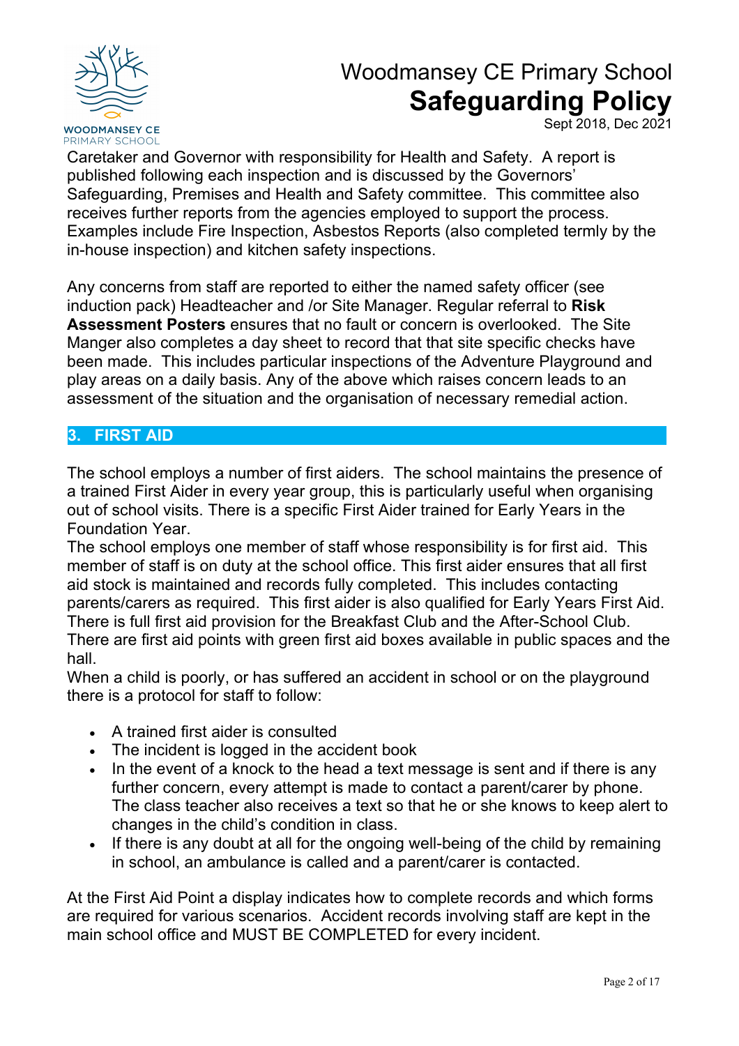Caretaker and Governor with responsibility for Health and Safety. A report is published following each inspection and is discussed by the Governors' Safeguarding, Premises and Health and Safety committee. This committee also receives further reports from the agencies employed to support the process. Examples include Fire Inspection, Asbestos Reports (also completed termly by the in-house inspection) and kitchen safety inspections.

Any concerns from staff are reported to either the named safety officer (see induction pack) Headteacher and /or Site Manager. Regular referral to **Risk Assessment Posters** ensures that no fault or concern is overlooked. The Site Manger also completes a day sheet to record that that site specific checks have been made. This includes particular inspections of the Adventure Playground and play areas on a daily basis. Any of the above which raises concern leads to an assessment of the situation and the organisation of necessary remedial action.

## 3. FIRST AID

The school employs a number of first aiders. The school maintains the presence of a trained First Aider in every year group, this is particularly useful when organising out of school visits. There is a specific First Aider trained for Early Years in the Foundation Year.
The school employs one member of staff whose responsibility is for first aid. This member of staff is on duty at the school office. This first aider ensures that all first aid stock is maintained and records fully completed. This includes contacting parents/carers as required. This first aider is also qualified for Early Years First Aid. There is full first aid provision for the Breakfast Club and the After-School Club. There are first aid points with green first aid boxes available in public spaces and the hall.
When a child is poorly, or has suffered an accident in school or on the playground there is a protocol for staff to follow:

- A trained first aider is consulted
- The incident is logged in the accident book
- In the event of a knock to the head a text message is sent and if there is any further concern, every attempt is made to contact a parent/carer by phone. The class teacher also receives a text so that he or she knows to keep alert to changes in the child's condition in class.
- If there is any doubt at all for the ongoing well-being of the child by remaining in school, an ambulance is called and a parent/carer is contacted.

At the First Aid Point a display indicates how to complete records and which forms are required for various scenarios. Accident records involving staff are kept in the main school office and MUST BE COMPLETED for every incident.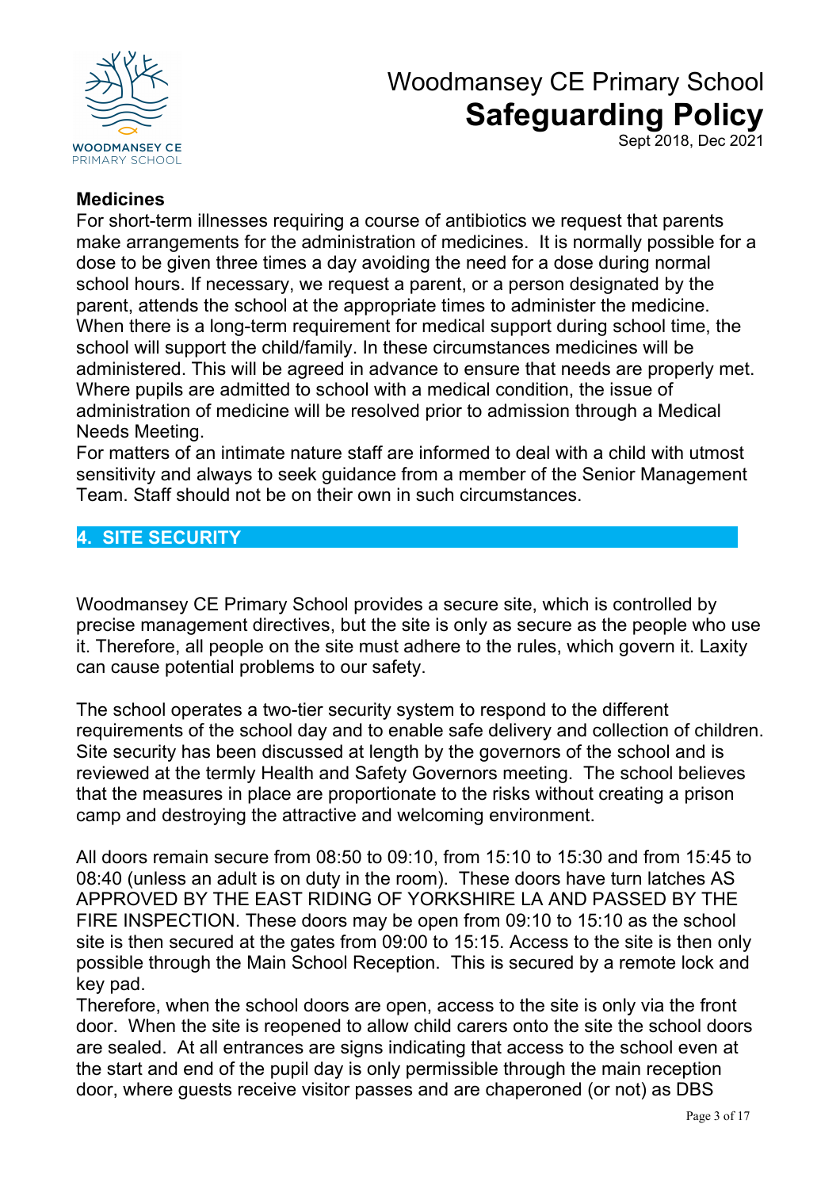**Medicines**

For short-term illnesses requiring a course of antibiotics we request that parents make arrangements for the administration of medicines. It is normally possible for a dose to be given three times a day avoiding the need for a dose during normal school hours. If necessary, we request a parent, or a person designated by the parent, attends the school at the appropriate times to administer the medicine. When there is a long-term requirement for medical support during school time, the school will support the child/family. In these circumstances medicines will be administered. This will be agreed in advance to ensure that needs are properly met. Where pupils are admitted to school with a medical condition, the issue of administration of medicine will be resolved prior to admission through a Medical Needs Meeting.

For matters of an intimate nature staff are informed to deal with a child with utmost sensitivity and always to seek guidance from a member of the Senior Management Team. Staff should not be on their own in such circumstances.

## 4. SITE SECURITY

Woodmansey CE Primary School provides a secure site, which is controlled by precise management directives, but the site is only as secure as the people who use it. Therefore, all people on the site must adhere to the rules, which govern it. Laxity can cause potential problems to our safety.

The school operates a two-tier security system to respond to the different requirements of the school day and to enable safe delivery and collection of children. Site security has been discussed at length by the governors of the school and is reviewed at the termly Health and Safety Governors meeting. The school believes that the measures in place are proportionate to the risks without creating a prison camp and destroying the attractive and welcoming environment.

All doors remain secure from 08:50 to 09:10, from 15:10 to 15:30 and from 15:45 to 08:40 (unless an adult is on duty in the room). These doors have turn latches AS APPROVED BY THE EAST RIDING OF YORKSHIRE LA AND PASSED BY THE FIRE INSPECTION. These doors may be open from 09:10 to 15:10 as the school site is then secured at the gates from 09:00 to 15:15. Access to the site is then only possible through the Main School Reception. This is secured by a remote lock and key pad.

Therefore, when the school doors are open, access to the site is only via the front door. When the site is reopened to allow child carers onto the site the school doors are sealed. At all entrances are signs indicating that access to the school even at the start and end of the pupil day is only permissible through the main reception door, where guests receive visitor passes and are chaperoned (or not) as DBS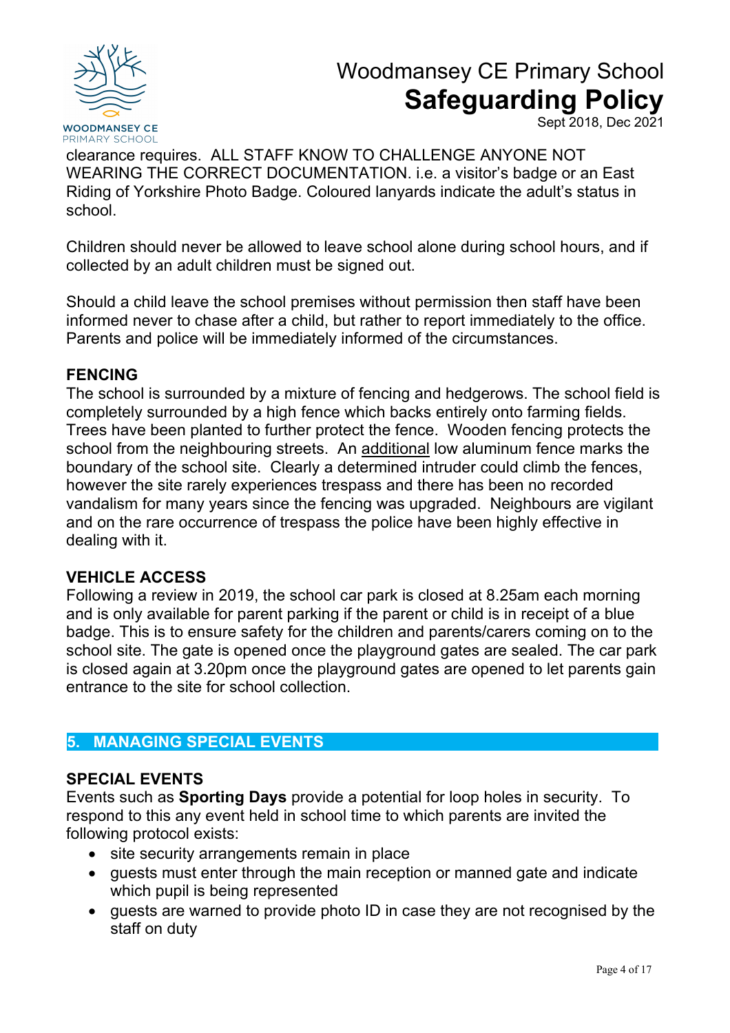clearance requires. ALL STAFF KNOW TO CHALLENGE ANYONE NOT WEARING THE CORRECT DOCUMENTATION. i.e. a visitor's badge or an East Riding of Yorkshire Photo Badge. Coloured lanyards indicate the adult's status in school.

Children should never be allowed to leave school alone during school hours, and if collected by an adult children must be signed out.

Should a child leave the school premises without permission then staff have been informed never to chase after a child, but rather to report immediately to the office. Parents and police will be immediately informed of the circumstances.

**FENCING**

The school is surrounded by a mixture of fencing and hedgerows. The school field is completely surrounded by a high fence which backs entirely onto farming fields. Trees have been planted to further protect the fence. Wooden fencing protects the school from the neighbouring streets. An additional low aluminum fence marks the boundary of the school site. Clearly a determined intruder could climb the fences, however the site rarely experiences trespass and there has been no recorded vandalism for many years since the fencing was upgraded. Neighbours are vigilant and on the rare occurrence of trespass the police have been highly effective in dealing with it.

**VEHICLE ACCESS**

Following a review in 2019, the school car park is closed at 8.25am each morning and is only available for parent parking if the parent or child is in receipt of a blue badge. This is to ensure safety for the children and parents/carers coming on to the school site. The gate is opened once the playground gates are sealed. The car park is closed again at 3.20pm once the playground gates are opened to let parents gain entrance to the site for school collection.

## 5. MANAGING SPECIAL EVENTS

**SPECIAL EVENTS**

Events such as **Sporting Days** provide a potential for loop holes in security. To respond to this any event held in school time to which parents are invited the following protocol exists:

- site security arrangements remain in place
- guests must enter through the main reception or manned gate and indicate which pupil is being represented
- guests are warned to provide photo ID in case they are not recognised by the staff on duty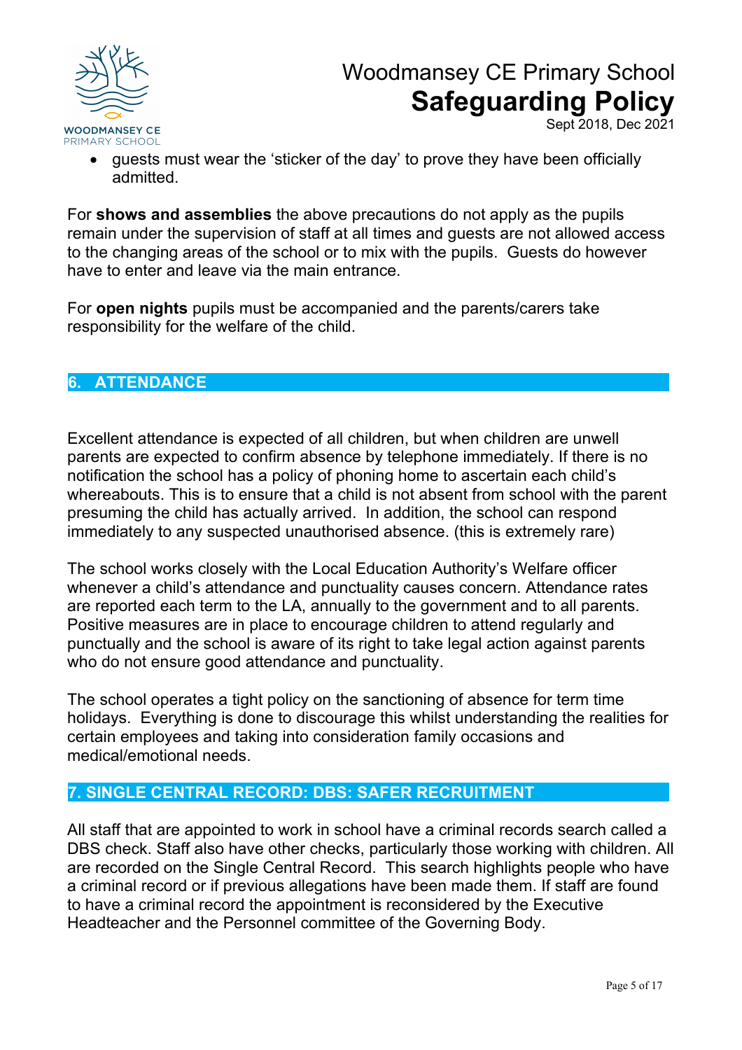- guests must wear the 'sticker of the day' to prove they have been officially admitted.

For **shows and assemblies** the above precautions do not apply as the pupils remain under the supervision of staff at all times and guests are not allowed access to the changing areas of the school or to mix with the pupils. Guests do however have to enter and leave via the main entrance.

For **open nights** pupils must be accompanied and the parents/carers take responsibility for the welfare of the child.

## 6. ATTENDANCE

Excellent attendance is expected of all children, but when children are unwell parents are expected to confirm absence by telephone immediately. If there is no notification the school has a policy of phoning home to ascertain each child's whereabouts. This is to ensure that a child is not absent from school with the parent presuming the child has actually arrived. In addition, the school can respond immediately to any suspected unauthorised absence. (this is extremely rare)

The school works closely with the Local Education Authority's Welfare officer whenever a child's attendance and punctuality causes concern. Attendance rates are reported each term to the LA, annually to the government and to all parents. Positive measures are in place to encourage children to attend regularly and punctually and the school is aware of its right to take legal action against parents who do not ensure good attendance and punctuality.

The school operates a tight policy on the sanctioning of absence for term time holidays. Everything is done to discourage this whilst understanding the realities for certain employees and taking into consideration family occasions and medical/emotional needs.

## 7. SINGLE CENTRAL RECORD: DBS: SAFER RECRUITMENT

All staff that are appointed to work in school have a criminal records search called a DBS check. Staff also have other checks, particularly those working with children. All are recorded on the Single Central Record. This search highlights people who have a criminal record or if previous allegations have been made them. If staff are found to have a criminal record the appointment is reconsidered by the Executive Headteacher and the Personnel committee of the Governing Body.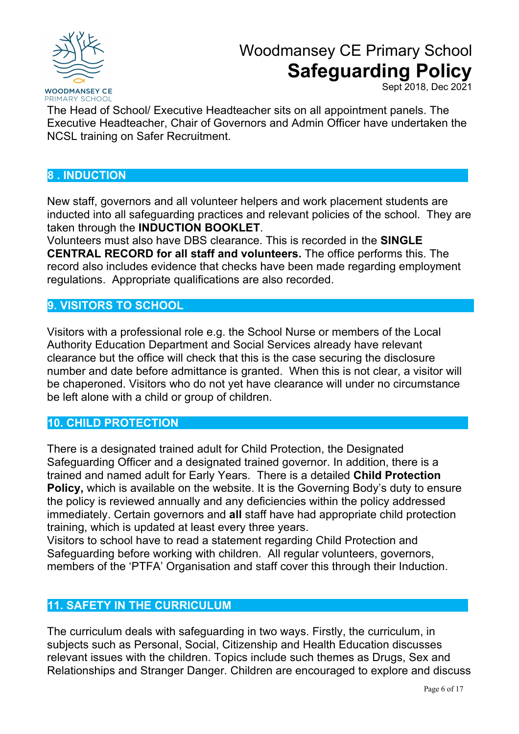The Head of School/ Executive Headteacher sits on all appointment panels. The Executive Headteacher, Chair of Governors and Admin Officer have undertaken the NCSL training on Safer Recruitment.

## 8 . INDUCTION

New staff, governors and all volunteer helpers and work placement students are inducted into all safeguarding practices and relevant policies of the school. They are taken through the **INDUCTION BOOKLET**.

Volunteers must also have DBS clearance. This is recorded in the **SINGLE CENTRAL RECORD for all staff and volunteers.** The office performs this. The record also includes evidence that checks have been made regarding employment regulations. Appropriate qualifications are also recorded.

## 9. VISITORS TO SCHOOL

Visitors with a professional role e.g. the School Nurse or members of the Local Authority Education Department and Social Services already have relevant clearance but the office will check that this is the case securing the disclosure number and date before admittance is granted. When this is not clear, a visitor will be chaperoned. Visitors who do not yet have clearance will under no circumstance be left alone with a child or group of children.

## 10. CHILD PROTECTION

There is a designated trained adult for Child Protection, the Designated Safeguarding Officer and a designated trained governor. In addition, there is a trained and named adult for Early Years. There is a detailed **Child Protection Policy,** which is available on the website. It is the Governing Body's duty to ensure the policy is reviewed annually and any deficiencies within the policy addressed immediately. Certain governors and **all** staff have had appropriate child protection training, which is updated at least every three years.

Visitors to school have to read a statement regarding Child Protection and Safeguarding before working with children. All regular volunteers, governors, members of the 'PTFA' Organisation and staff cover this through their Induction.

## 11. SAFETY IN THE CURRICULUM

The curriculum deals with safeguarding in two ways. Firstly, the curriculum, in subjects such as Personal, Social, Citizenship and Health Education discusses relevant issues with the children. Topics include such themes as Drugs, Sex and Relationships and Stranger Danger. Children are encouraged to explore and discuss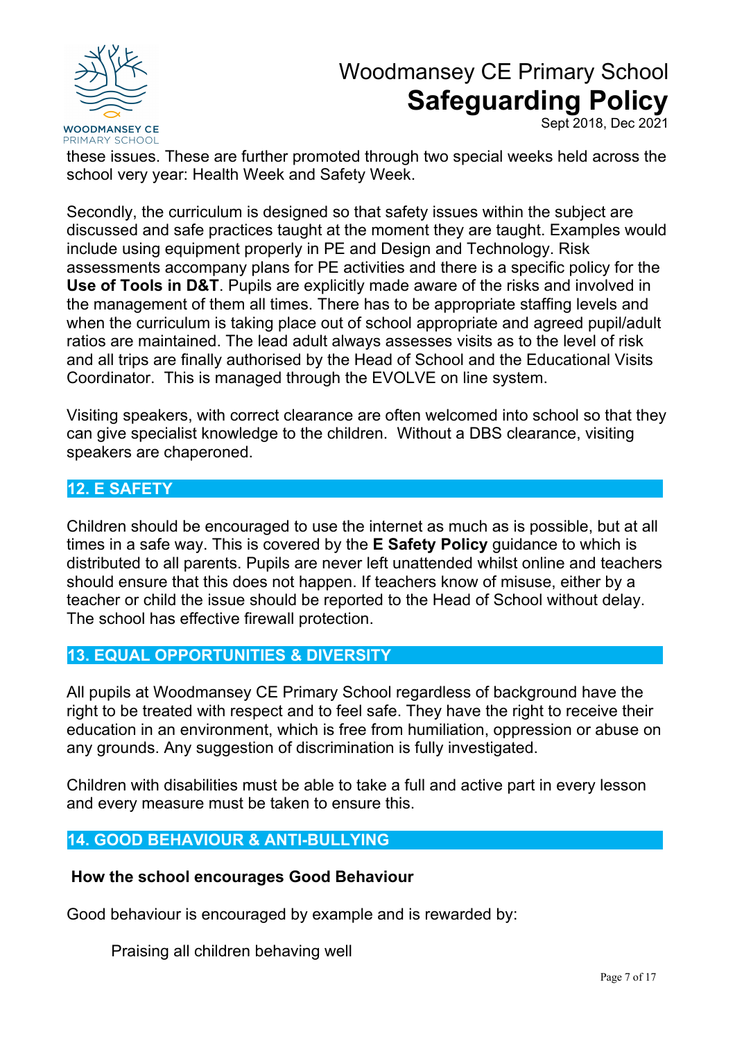these issues. These are further promoted through two special weeks held across the school very year: Health Week and Safety Week.

Secondly, the curriculum is designed so that safety issues within the subject are discussed and safe practices taught at the moment they are taught. Examples would include using equipment properly in PE and Design and Technology. Risk assessments accompany plans for PE activities and there is a specific policy for the **Use of Tools in D&T**. Pupils are explicitly made aware of the risks and involved in the management of them all times. There has to be appropriate staffing levels and when the curriculum is taking place out of school appropriate and agreed pupil/adult ratios are maintained. The lead adult always assesses visits as to the level of risk and all trips are finally authorised by the Head of School and the Educational Visits Coordinator. This is managed through the EVOLVE on line system.

Visiting speakers, with correct clearance are often welcomed into school so that they can give specialist knowledge to the children. Without a DBS clearance, visiting speakers are chaperoned.

## 12. E SAFETY

Children should be encouraged to use the internet as much as is possible, but at all times in a safe way. This is covered by the **E Safety Policy** guidance to which is distributed to all parents. Pupils are never left unattended whilst online and teachers should ensure that this does not happen. If teachers know of misuse, either by a teacher or child the issue should be reported to the Head of School without delay. The school has effective firewall protection.

## 13. EQUAL OPPORTUNITIES & DIVERSITY

All pupils at Woodmansey CE Primary School regardless of background have the right to be treated with respect and to feel safe. They have the right to receive their education in an environment, which is free from humiliation, oppression or abuse on any grounds. Any suggestion of discrimination is fully investigated.

Children with disabilities must be able to take a full and active part in every lesson and every measure must be taken to ensure this.

## 14. GOOD BEHAVIOUR & ANTI-BULLYING

### How the school encourages Good Behaviour

Good behaviour is encouraged by example and is rewarded by:

- Praising all children behaving well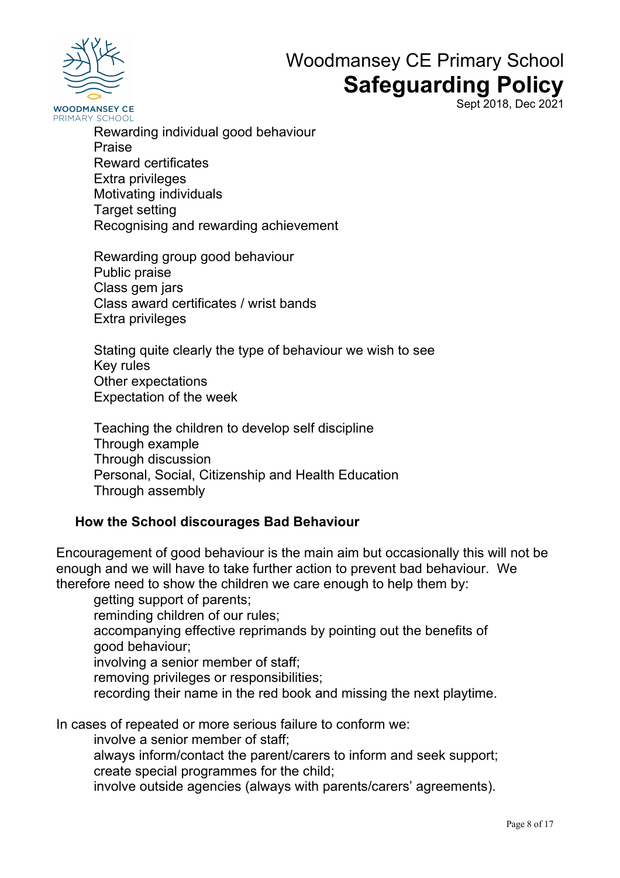Rewarding individual good behaviour
Praise
Reward certificates
Extra privileges
Motivating individuals
Target setting
Recognising and rewarding achievement

Rewarding group good behaviour
Public praise
Class gem jars
Class award certificates / wrist bands
Extra privileges

Stating quite clearly the type of behaviour we wish to see
Key rules
Other expectations
Expectation of the week

Teaching the children to develop self discipline
Through example
Through discussion
Personal, Social, Citizenship and Health Education
Through assembly

**How the School discourages Bad Behaviour**

Encouragement of good behaviour is the main aim but occasionally this will not be enough and we will have to take further action to prevent bad behaviour. We therefore need to show the children we care enough to help them by:

getting support of parents;
reminding children of our rules;
accompanying effective reprimands by pointing out the benefits of good behaviour;
involving a senior member of staff;
removing privileges or responsibilities;
recording their name in the red book and missing the next playtime.

In cases of repeated or more serious failure to conform we:

involve a senior member of staff;
always inform/contact the parent/carers to inform and seek support;
create special programmes for the child;
involve outside agencies (always with parents/carers' agreements).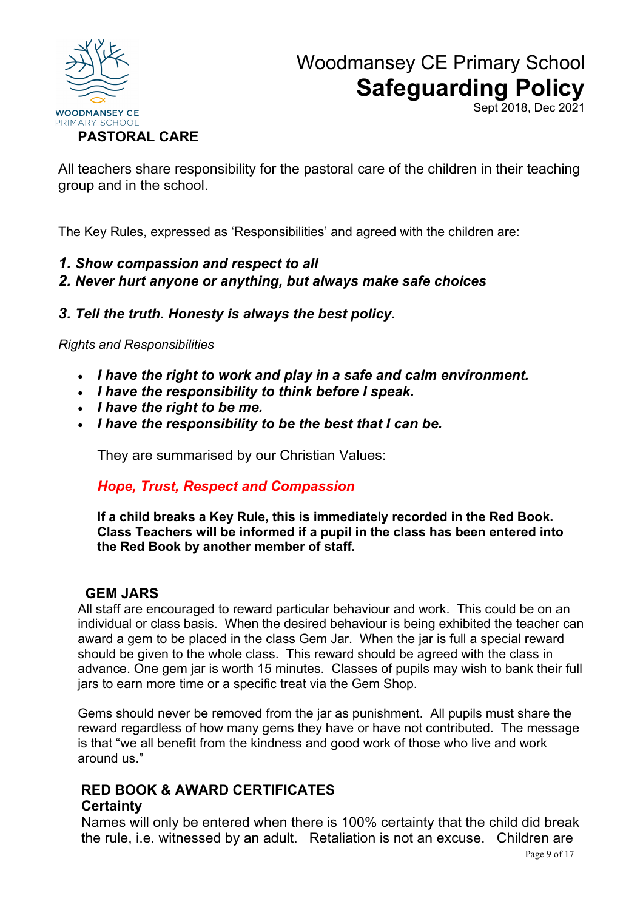# Woodmansey CE Primary School
# Safeguarding Policy

Sept 2018, Dec 2021

## PASTORAL CARE

All teachers share responsibility for the pastoral care of the children in their teaching group and in the school.

The Key Rules, expressed as 'Responsibilities' and agreed with the children are:

1. ***Show compassion and respect to all***
2. ***Never hurt anyone or anything, but always make safe choices***
3. ***Tell the truth. Honesty is always the best policy.***

*Rights and Responsibilities*

- ***I have the right to work and play in a safe and calm environment.***
- ***I have the responsibility to think before I speak.***
- ***I have the right to be me.***
- ***I have the responsibility to be the best that I can be.***

They are summarised by our Christian Values:

***Hope, Trust, Respect and Compassion***

**If a child breaks a Key Rule, this is immediately recorded in the Red Book. Class Teachers will be informed if a pupil in the class has been entered into the Red Book by another member of staff.**

### GEM JARS

All staff are encouraged to reward particular behaviour and work. This could be on an individual or class basis. When the desired behaviour is being exhibited the teacher can award a gem to be placed in the class Gem Jar. When the jar is full a special reward should be given to the whole class. This reward should be agreed with the class in advance. One gem jar is worth 15 minutes. Classes of pupils may wish to bank their full jars to earn more time or a specific treat via the Gem Shop.

Gems should never be removed from the jar as punishment. All pupils must share the reward regardless of how many gems they have or have not contributed. The message is that "we all benefit from the kindness and good work of those who live and work around us."

### RED BOOK & AWARD CERTIFICATES

**Certainty**

Names will only be entered when there is 100% certainty that the child did break the rule, i.e. witnessed by an adult. Retaliation is not an excuse. Children are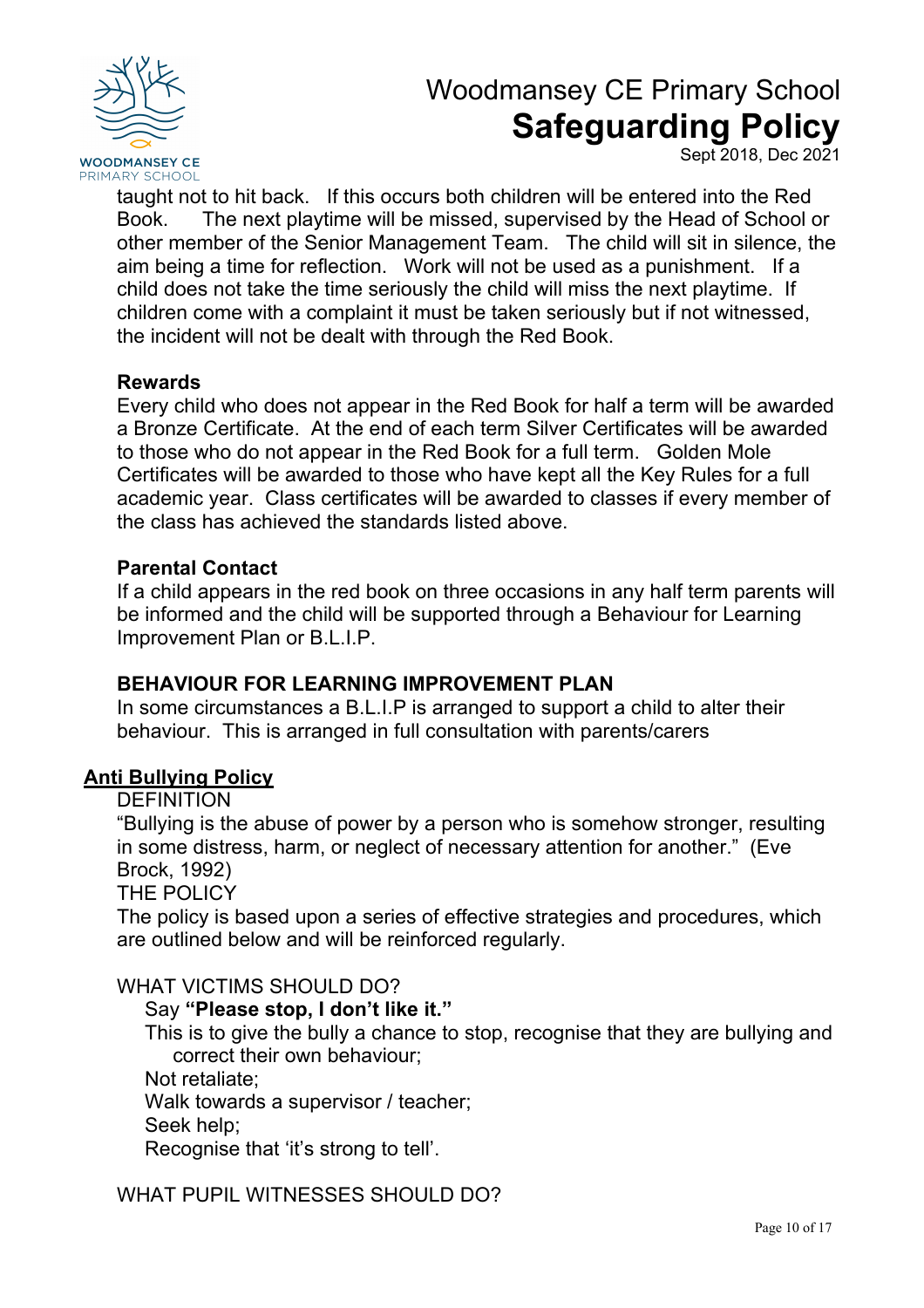taught not to hit back. If this occurs both children will be entered into the Red Book. The next playtime will be missed, supervised by the Head of School or other member of the Senior Management Team. The child will sit in silence, the aim being a time for reflection. Work will not be used as a punishment. If a child does not take the time seriously the child will miss the next playtime. If children come with a complaint it must be taken seriously but if not witnessed, the incident will not be dealt with through the Red Book.

**Rewards**

Every child who does not appear in the Red Book for half a term will be awarded a Bronze Certificate. At the end of each term Silver Certificates will be awarded to those who do not appear in the Red Book for a full term. Golden Mole Certificates will be awarded to those who have kept all the Key Rules for a full academic year. Class certificates will be awarded to classes if every member of the class has achieved the standards listed above.

**Parental Contact**

If a child appears in the red book on three occasions in any half term parents will be informed and the child will be supported through a Behaviour for Learning Improvement Plan or B.L.I.P.

**BEHAVIOUR FOR LEARNING IMPROVEMENT PLAN**

In some circumstances a B.L.I.P is arranged to support a child to alter their behaviour. This is arranged in full consultation with parents/carers

## Anti Bullying Policy

DEFINITION

"Bullying is the abuse of power by a person who is somehow stronger, resulting in some distress, harm, or neglect of necessary attention for another." (Eve Brock, 1992)

THE POLICY

The policy is based upon a series of effective strategies and procedures, which are outlined below and will be reinforced regularly.

WHAT VICTIMS SHOULD DO?

Say **"Please stop, I don't like it."**

This is to give the bully a chance to stop, recognise that they are bullying and correct their own behaviour;

Not retaliate;

Walk towards a supervisor / teacher;

Seek help;

Recognise that 'it's strong to tell'.

WHAT PUPIL WITNESSES SHOULD DO?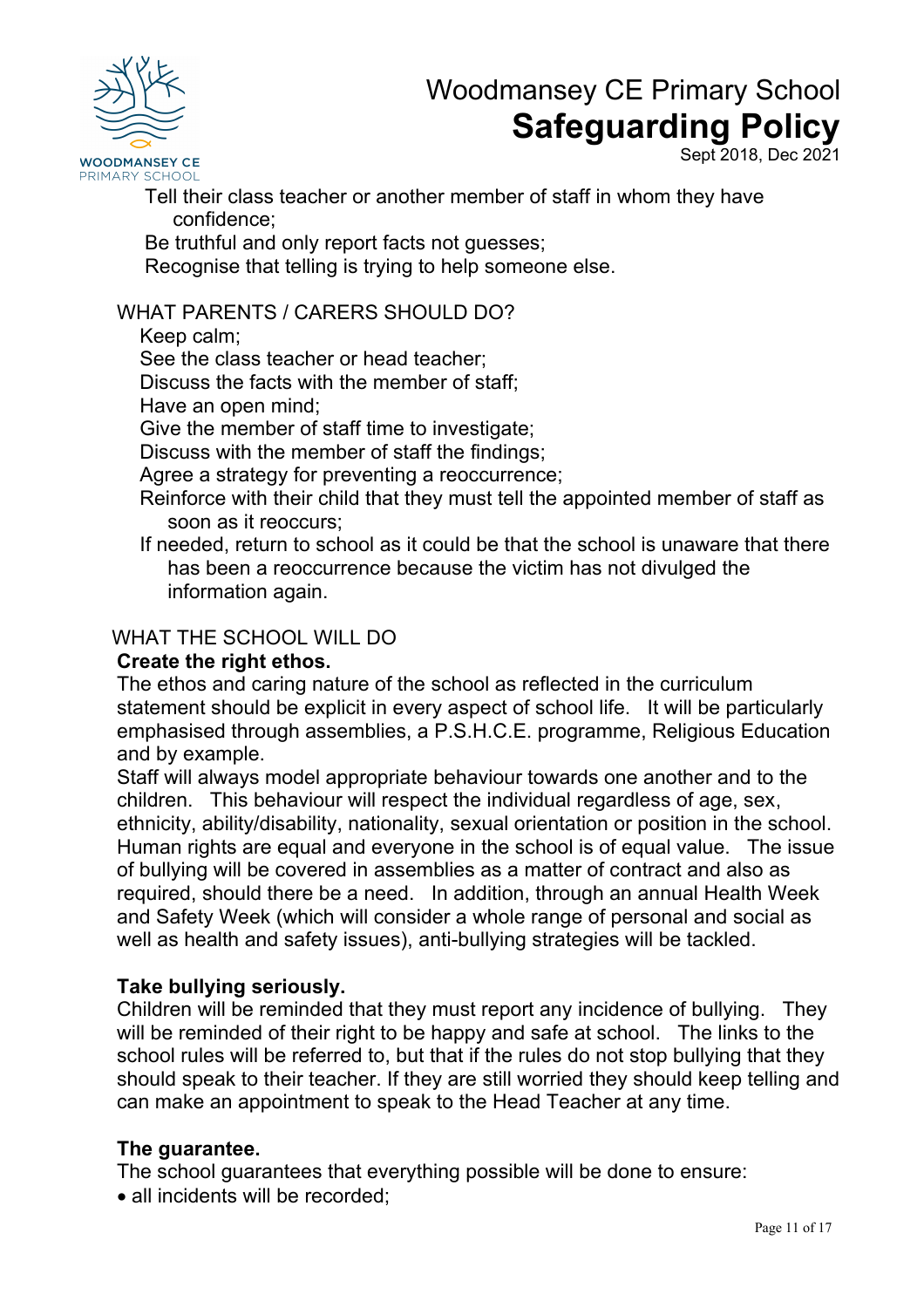Tell their class teacher or another member of staff in whom they have confidence;
Be truthful and only report facts not guesses;
Recognise that telling is trying to help someone else.

WHAT PARENTS / CARERS SHOULD DO?

Keep calm;
See the class teacher or head teacher;
Discuss the facts with the member of staff;
Have an open mind;
Give the member of staff time to investigate;
Discuss with the member of staff the findings;
Agree a strategy for preventing a reoccurrence;
Reinforce with their child that they must tell the appointed member of staff as soon as it reoccurs;
If needed, return to school as it could be that the school is unaware that there has been a reoccurrence because the victim has not divulged the information again.

WHAT THE SCHOOL WILL DO

**Create the right ethos.**

The ethos and caring nature of the school as reflected in the curriculum statement should be explicit in every aspect of school life. It will be particularly emphasised through assemblies, a P.S.H.C.E. programme, Religious Education and by example.

Staff will always model appropriate behaviour towards one another and to the children. This behaviour will respect the individual regardless of age, sex, ethnicity, ability/disability, nationality, sexual orientation or position in the school. Human rights are equal and everyone in the school is of equal value. The issue of bullying will be covered in assemblies as a matter of contract and also as required, should there be a need. In addition, through an annual Health Week and Safety Week (which will consider a whole range of personal and social as well as health and safety issues), anti-bullying strategies will be tackled.

**Take bullying seriously.**

Children will be reminded that they must report any incidence of bullying. They will be reminded of their right to be happy and safe at school. The links to the school rules will be referred to, but that if the rules do not stop bullying that they should speak to their teacher. If they are still worried they should keep telling and can make an appointment to speak to the Head Teacher at any time.

**The guarantee.**

The school guarantees that everything possible will be done to ensure:

- all incidents will be recorded;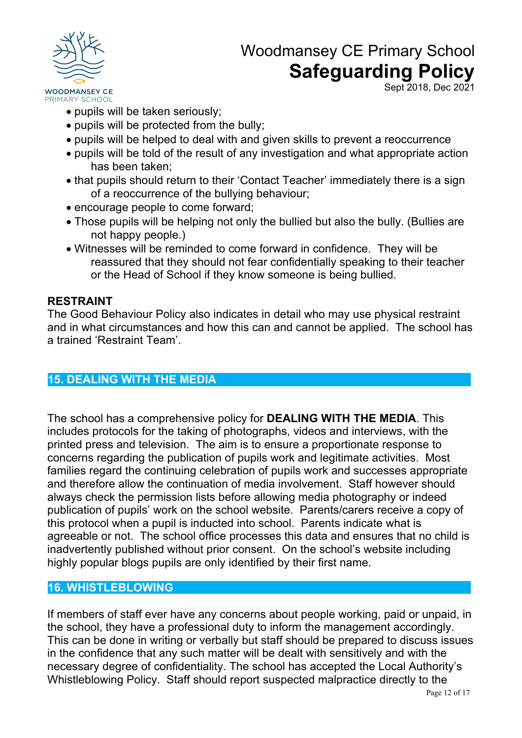- pupils will be taken seriously;
- pupils will be protected from the bully;
- pupils will be helped to deal with and given skills to prevent a reoccurrence
- pupils will be told of the result of any investigation and what appropriate action has been taken;
- that pupils should return to their 'Contact Teacher' immediately there is a sign of a reoccurrence of the bullying behaviour;
- encourage people to come forward;
- Those pupils will be helping not only the bullied but also the bully. (Bullies are not happy people.)
- Witnesses will be reminded to come forward in confidence. They will be reassured that they should not fear confidentially speaking to their teacher or the Head of School if they know someone is being bullied.

**RESTRAINT**

The Good Behaviour Policy also indicates in detail who may use physical restraint and in what circumstances and how this can and cannot be applied. The school has a trained 'Restraint Team'.

## 15. DEALING WITH THE MEDIA

The school has a comprehensive policy for **DEALING WITH THE MEDIA**. This includes protocols for the taking of photographs, videos and interviews, with the printed press and television. The aim is to ensure a proportionate response to concerns regarding the publication of pupils work and legitimate activities. Most families regard the continuing celebration of pupils work and successes appropriate and therefore allow the continuation of media involvement. Staff however should always check the permission lists before allowing media photography or indeed publication of pupils' work on the school website. Parents/carers receive a copy of this protocol when a pupil is inducted into school. Parents indicate what is agreeable or not. The school office processes this data and ensures that no child is inadvertently published without prior consent. On the school's website including highly popular blogs pupils are only identified by their first name.

## 16. WHISTLEBLOWING

If members of staff ever have any concerns about people working, paid or unpaid, in the school, they have a professional duty to inform the management accordingly. This can be done in writing or verbally but staff should be prepared to discuss issues in the confidence that any such matter will be dealt with sensitively and with the necessary degree of confidentiality. The school has accepted the Local Authority's Whistleblowing Policy. Staff should report suspected malpractice directly to the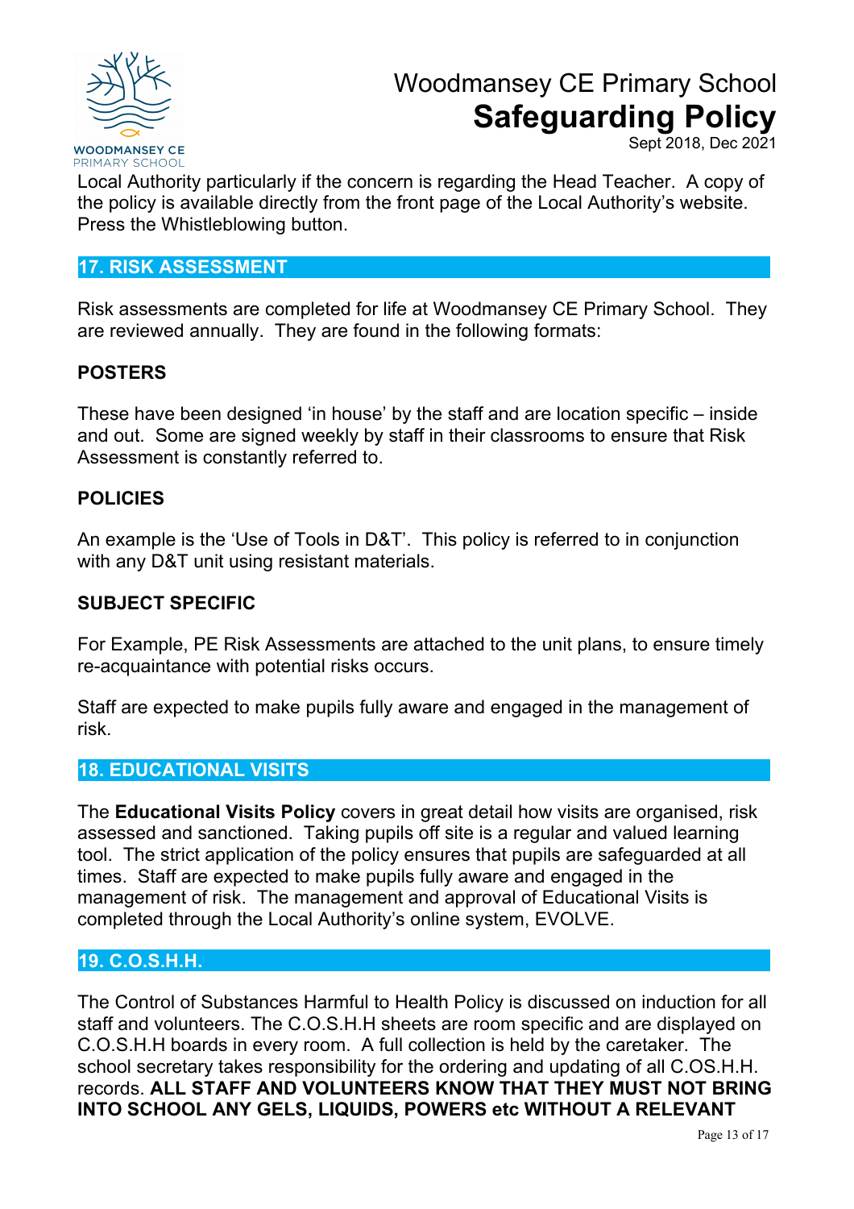Local Authority particularly if the concern is regarding the Head Teacher. A copy of the policy is available directly from the front page of the Local Authority's website. Press the Whistleblowing button.

## 17. RISK ASSESSMENT

Risk assessments are completed for life at Woodmansey CE Primary School. They are reviewed annually. They are found in the following formats:

### POSTERS

These have been designed 'in house' by the staff and are location specific – inside and out. Some are signed weekly by staff in their classrooms to ensure that Risk Assessment is constantly referred to.

### POLICIES

An example is the 'Use of Tools in D&T'. This policy is referred to in conjunction with any D&T unit using resistant materials.

### SUBJECT SPECIFIC

For Example, PE Risk Assessments are attached to the unit plans, to ensure timely re-acquaintance with potential risks occurs.

Staff are expected to make pupils fully aware and engaged in the management of risk.

## 18. EDUCATIONAL VISITS

The **Educational Visits Policy** covers in great detail how visits are organised, risk assessed and sanctioned. Taking pupils off site is a regular and valued learning tool. The strict application of the policy ensures that pupils are safeguarded at all times. Staff are expected to make pupils fully aware and engaged in the management of risk. The management and approval of Educational Visits is completed through the Local Authority's online system, EVOLVE.

## 19. C.O.S.H.H.

The Control of Substances Harmful to Health Policy is discussed on induction for all staff and volunteers. The C.O.S.H.H sheets are room specific and are displayed on C.O.S.H.H boards in every room. A full collection is held by the caretaker. The school secretary takes responsibility for the ordering and updating of all C.OS.H.H. records. **ALL STAFF AND VOLUNTEERS KNOW THAT THEY MUST NOT BRING INTO SCHOOL ANY GELS, LIQUIDS, POWERS etc WITHOUT A RELEVANT**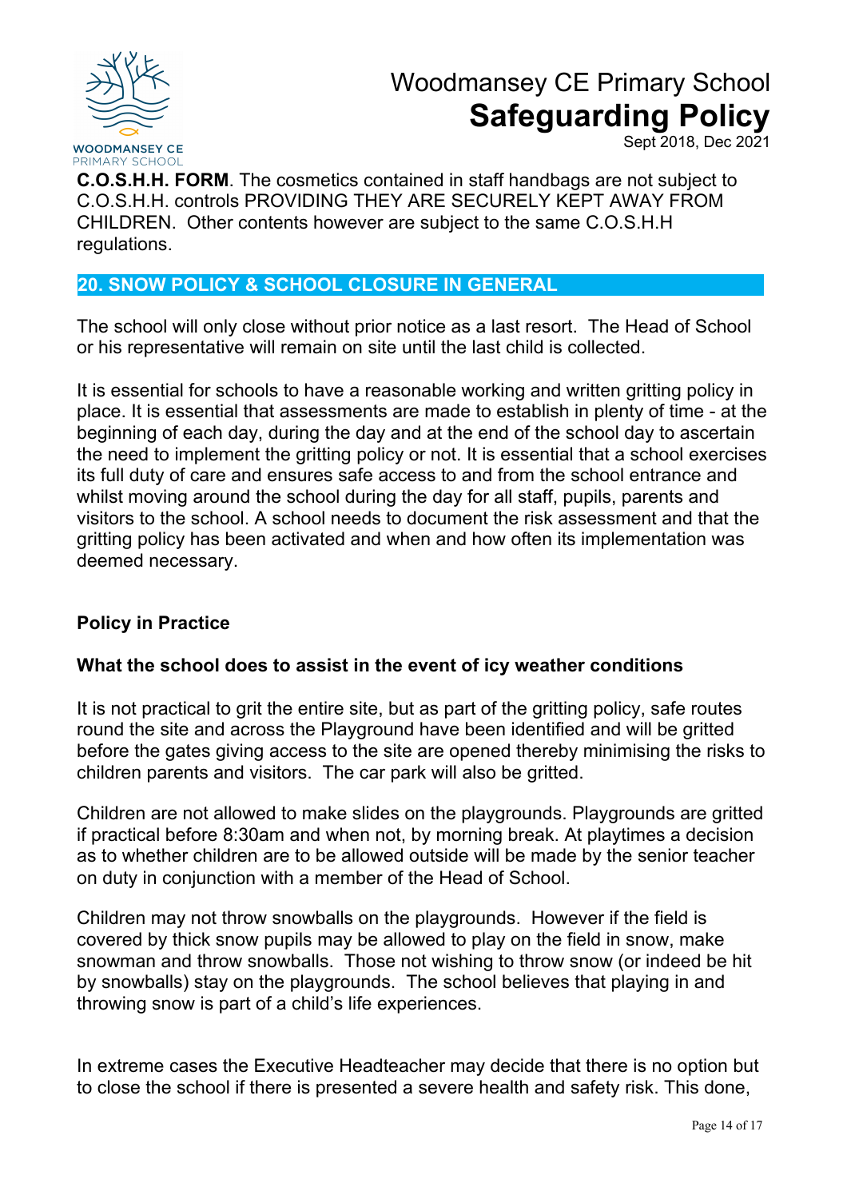**C.O.S.H.H. FORM**. The cosmetics contained in staff handbags are not subject to C.O.S.H.H. controls PROVIDING THEY ARE SECURELY KEPT AWAY FROM CHILDREN. Other contents however are subject to the same C.O.S.H.H regulations.

## 20. SNOW POLICY & SCHOOL CLOSURE IN GENERAL

The school will only close without prior notice as a last resort. The Head of School or his representative will remain on site until the last child is collected.

It is essential for schools to have a reasonable working and written gritting policy in place. It is essential that assessments are made to establish in plenty of time - at the beginning of each day, during the day and at the end of the school day to ascertain the need to implement the gritting policy or not. It is essential that a school exercises its full duty of care and ensures safe access to and from the school entrance and whilst moving around the school during the day for all staff, pupils, parents and visitors to the school. A school needs to document the risk assessment and that the gritting policy has been activated and when and how often its implementation was deemed necessary.

**Policy in Practice**

**What the school does to assist in the event of icy weather conditions**

It is not practical to grit the entire site, but as part of the gritting policy, safe routes round the site and across the Playground have been identified and will be gritted before the gates giving access to the site are opened thereby minimising the risks to children parents and visitors. The car park will also be gritted.

Children are not allowed to make slides on the playgrounds. Playgrounds are gritted if practical before 8:30am and when not, by morning break. At playtimes a decision as to whether children are to be allowed outside will be made by the senior teacher on duty in conjunction with a member of the Head of School.

Children may not throw snowballs on the playgrounds. However if the field is covered by thick snow pupils may be allowed to play on the field in snow, make snowman and throw snowballs. Those not wishing to throw snow (or indeed be hit by snowballs) stay on the playgrounds. The school believes that playing in and throwing snow is part of a child's life experiences.

In extreme cases the Executive Headteacher may decide that there is no option but to close the school if there is presented a severe health and safety risk. This done,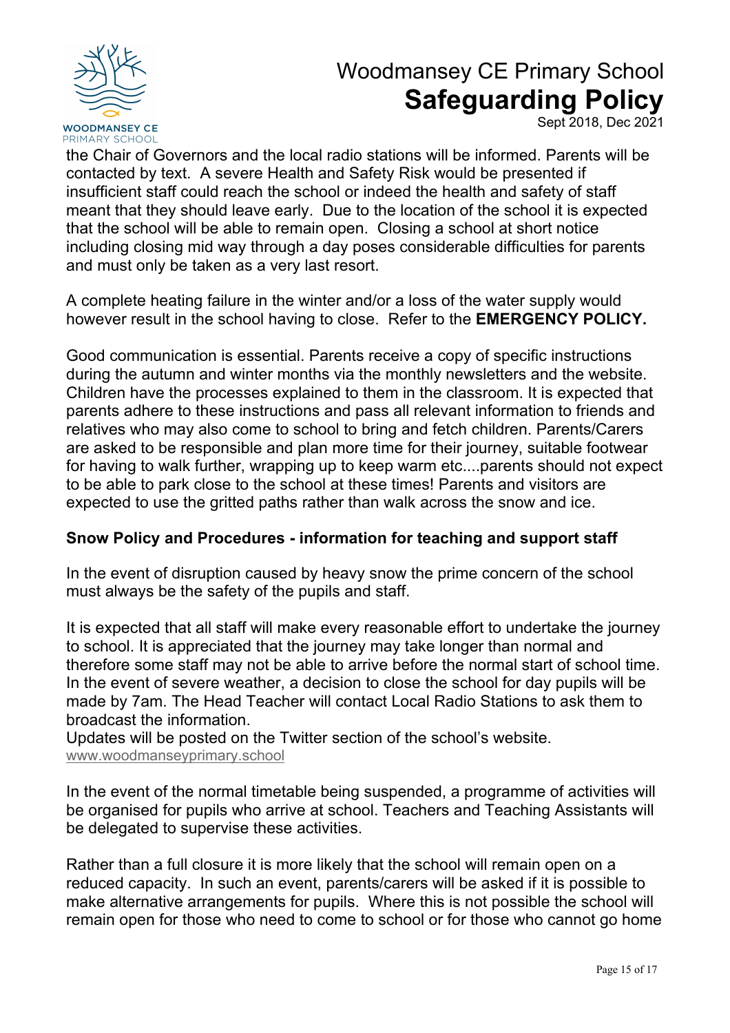the Chair of Governors and the local radio stations will be informed. Parents will be contacted by text. A severe Health and Safety Risk would be presented if insufficient staff could reach the school or indeed the health and safety of staff meant that they should leave early. Due to the location of the school it is expected that the school will be able to remain open. Closing a school at short notice including closing mid way through a day poses considerable difficulties for parents and must only be taken as a very last resort.

A complete heating failure in the winter and/or a loss of the water supply would however result in the school having to close. Refer to the **EMERGENCY POLICY.**

Good communication is essential. Parents receive a copy of specific instructions during the autumn and winter months via the monthly newsletters and the website. Children have the processes explained to them in the classroom. It is expected that parents adhere to these instructions and pass all relevant information to friends and relatives who may also come to school to bring and fetch children. Parents/Carers are asked to be responsible and plan more time for their journey, suitable footwear for having to walk further, wrapping up to keep warm etc....parents should not expect to be able to park close to the school at these times! Parents and visitors are expected to use the gritted paths rather than walk across the snow and ice.

**Snow Policy and Procedures - information for teaching and support staff**

In the event of disruption caused by heavy snow the prime concern of the school must always be the safety of the pupils and staff.

It is expected that all staff will make every reasonable effort to undertake the journey to school. It is appreciated that the journey may take longer than normal and therefore some staff may not be able to arrive before the normal start of school time. In the event of severe weather, a decision to close the school for day pupils will be made by 7am. The Head Teacher will contact Local Radio Stations to ask them to broadcast the information.
Updates will be posted on the Twitter section of the school's website.
www.woodmanseyprimary.school

In the event of the normal timetable being suspended, a programme of activities will be organised for pupils who arrive at school. Teachers and Teaching Assistants will be delegated to supervise these activities.

Rather than a full closure it is more likely that the school will remain open on a reduced capacity. In such an event, parents/carers will be asked if it is possible to make alternative arrangements for pupils. Where this is not possible the school will remain open for those who need to come to school or for those who cannot go home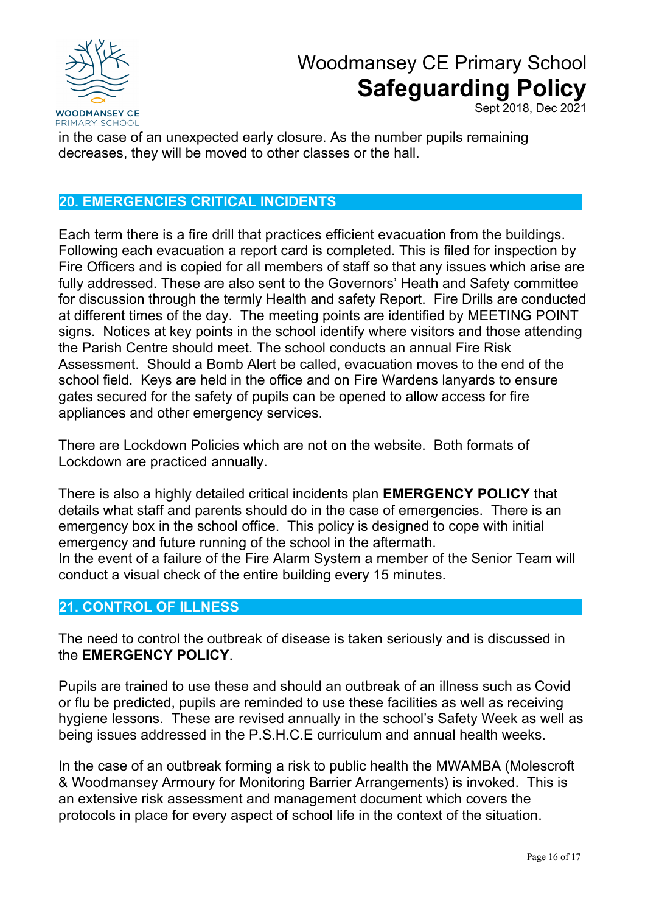in the case of an unexpected early closure. As the number pupils remaining decreases, they will be moved to other classes or the hall.

## 20. EMERGENCIES CRITICAL INCIDENTS

Each term there is a fire drill that practices efficient evacuation from the buildings. Following each evacuation a report card is completed. This is filed for inspection by Fire Officers and is copied for all members of staff so that any issues which arise are fully addressed. These are also sent to the Governors' Heath and Safety committee for discussion through the termly Health and safety Report. Fire Drills are conducted at different times of the day. The meeting points are identified by MEETING POINT signs. Notices at key points in the school identify where visitors and those attending the Parish Centre should meet. The school conducts an annual Fire Risk Assessment. Should a Bomb Alert be called, evacuation moves to the end of the school field. Keys are held in the office and on Fire Wardens lanyards to ensure gates secured for the safety of pupils can be opened to allow access for fire appliances and other emergency services.

There are Lockdown Policies which are not on the website. Both formats of Lockdown are practiced annually.

There is also a highly detailed critical incidents plan **EMERGENCY POLICY** that details what staff and parents should do in the case of emergencies. There is an emergency box in the school office. This policy is designed to cope with initial emergency and future running of the school in the aftermath.
In the event of a failure of the Fire Alarm System a member of the Senior Team will conduct a visual check of the entire building every 15 minutes.

## 21. CONTROL OF ILLNESS

The need to control the outbreak of disease is taken seriously and is discussed in the **EMERGENCY POLICY**.

Pupils are trained to use these and should an outbreak of an illness such as Covid or flu be predicted, pupils are reminded to use these facilities as well as receiving hygiene lessons. These are revised annually in the school's Safety Week as well as being issues addressed in the P.S.H.C.E curriculum and annual health weeks.

In the case of an outbreak forming a risk to public health the MWAMBA (Molescroft & Woodmansey Armoury for Monitoring Barrier Arrangements) is invoked. This is an extensive risk assessment and management document which covers the protocols in place for every aspect of school life in the context of the situation.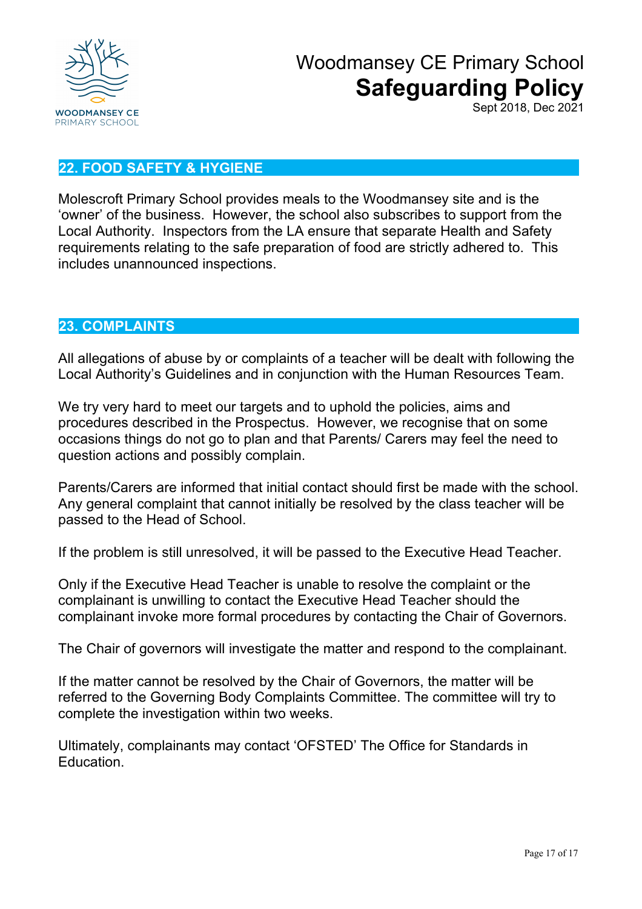## 22. FOOD SAFETY & HYGIENE

Molescroft Primary School provides meals to the Woodmansey site and is the 'owner' of the business. However, the school also subscribes to support from the Local Authority. Inspectors from the LA ensure that separate Health and Safety requirements relating to the safe preparation of food are strictly adhered to. This includes unannounced inspections.

## 23. COMPLAINTS

All allegations of abuse by or complaints of a teacher will be dealt with following the Local Authority's Guidelines and in conjunction with the Human Resources Team.

We try very hard to meet our targets and to uphold the policies, aims and procedures described in the Prospectus. However, we recognise that on some occasions things do not go to plan and that Parents/ Carers may feel the need to question actions and possibly complain.

Parents/Carers are informed that initial contact should first be made with the school. Any general complaint that cannot initially be resolved by the class teacher will be passed to the Head of School.

If the problem is still unresolved, it will be passed to the Executive Head Teacher.

Only if the Executive Head Teacher is unable to resolve the complaint or the complainant is unwilling to contact the Executive Head Teacher should the complainant invoke more formal procedures by contacting the Chair of Governors.

The Chair of governors will investigate the matter and respond to the complainant.

If the matter cannot be resolved by the Chair of Governors, the matter will be referred to the Governing Body Complaints Committee. The committee will try to complete the investigation within two weeks.

Ultimately, complainants may contact 'OFSTED' The Office for Standards in Education.